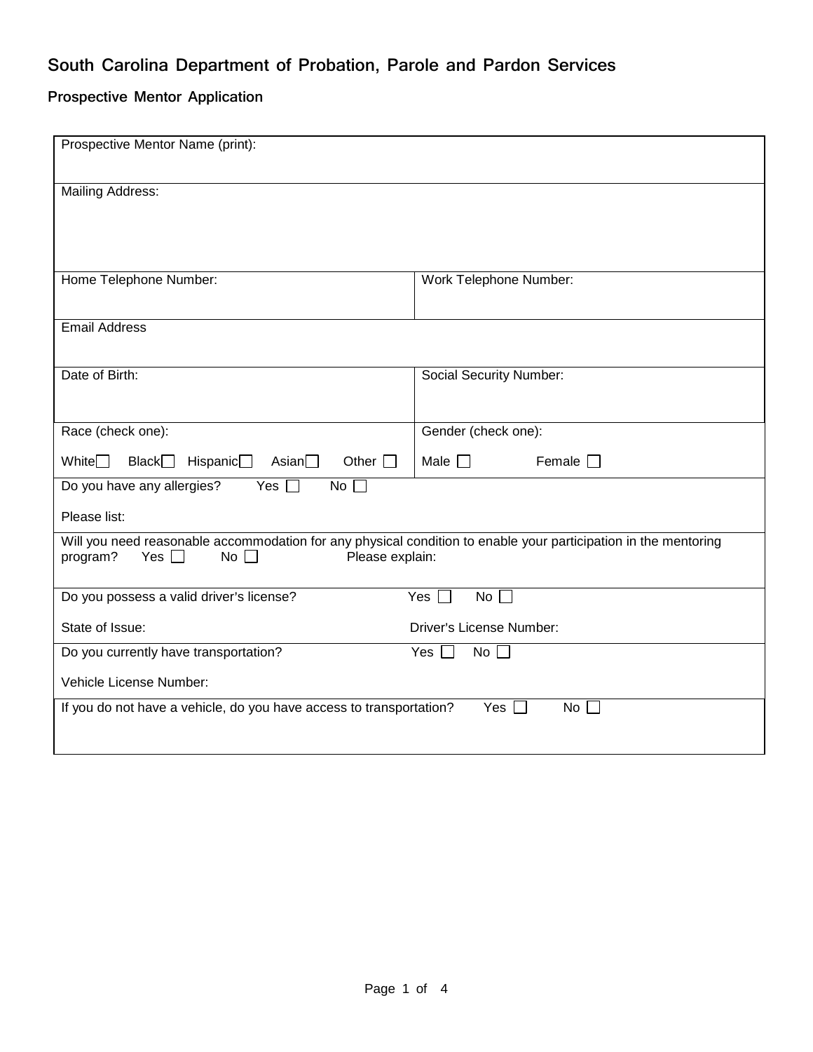# South Carolina Department of Probation, Parole and Pardon Services

## Prospective Mentor Application

| | |
|---|---|
| Prospective Mentor Name (print): | |
| Mailing Address: | |
| Home Telephone Number: | Work Telephone Number: |
| Email Address | |
| Date of Birth: | Social Security Number: |
| Race (check one):<br>White ☐ Black ☐ Hispanic ☐ Asian ☐ Other ☐ | Gender (check one):<br>Male ☐ Female ☐ |
| Do you have any allergies? Yes ☐ No ☐<br>Please list: | |
| Will you need reasonable accommodation for any physical condition to enable your participation in the mentoring program? Yes ☐ No ☐ Please explain: | |
| Do you possess a valid driver's license? Yes ☐ No ☐<br>State of Issue: Driver's License Number: | |
| Do you currently have transportation? Yes ☐ No ☐<br>Vehicle License Number: | |
| If you do not have a vehicle, do you have access to transportation? Yes ☐ No ☐ | |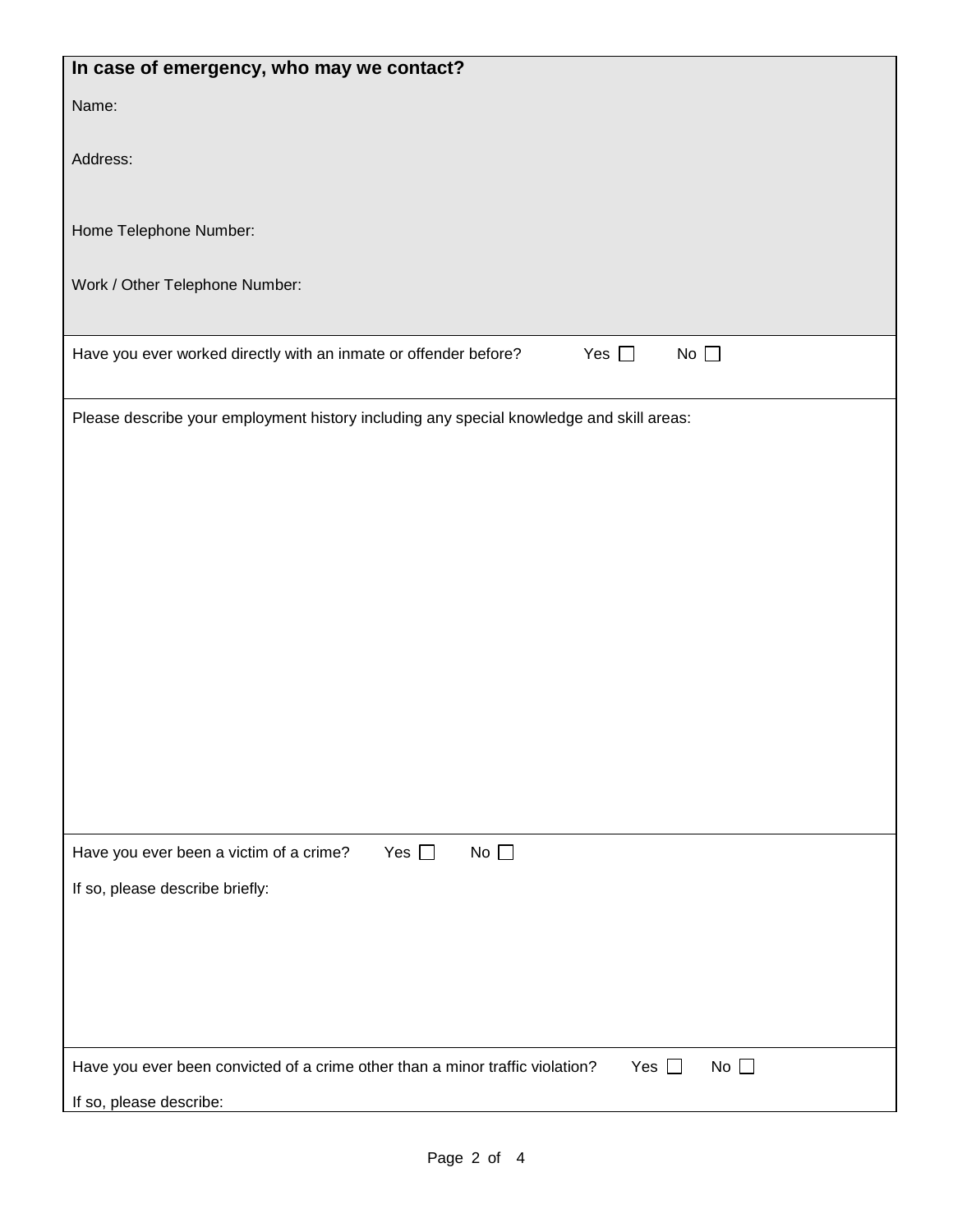**In case of emergency, who may we contact?**

Name:

Address:

Home Telephone Number:

Work / Other Telephone Number:

Have you ever worked directly with an inmate or offender before? Yes ☐ No ☐

Please describe your employment history including any special knowledge and skill areas:

Have you ever been a victim of a crime? Yes ☐ No ☐

If so, please describe briefly:

Have you ever been convicted of a crime other than a minor traffic violation? Yes ☐ No ☐

If so, please describe: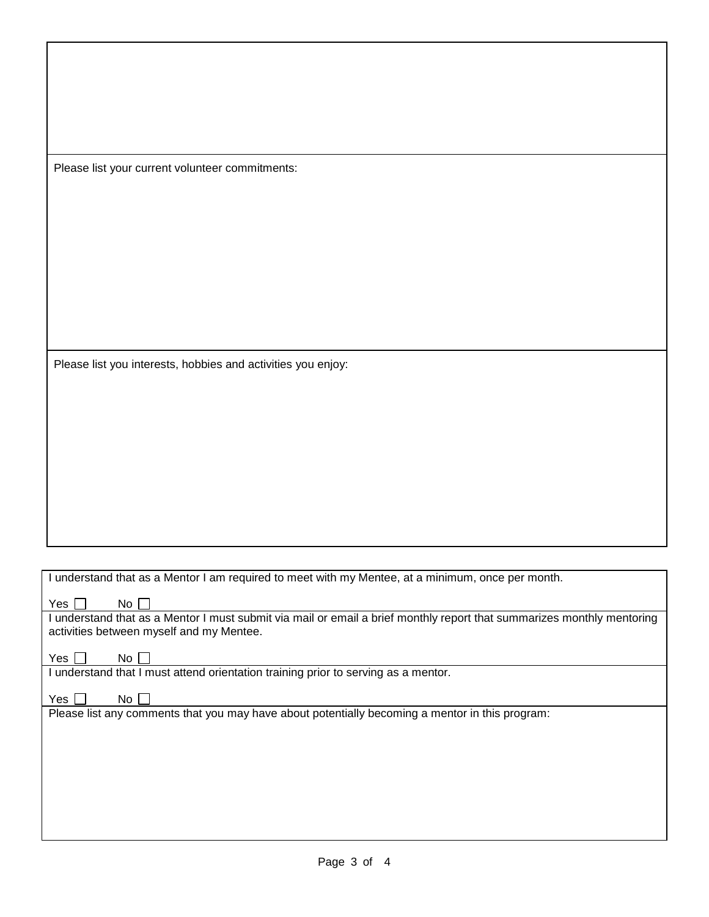Please list your current volunteer commitments:

Please list you interests, hobbies and activities you enjoy:

I understand that as a Mentor I am required to meet with my Mentee, at a minimum, once per month.

Yes ☐ No ☐

I understand that as a Mentor I must submit via mail or email a brief monthly report that summarizes monthly mentoring activities between myself and my Mentee.

Yes ☐ No ☐

I understand that I must attend orientation training prior to serving as a mentor.

Yes ☐ No ☐

Please list any comments that you may have about potentially becoming a mentor in this program: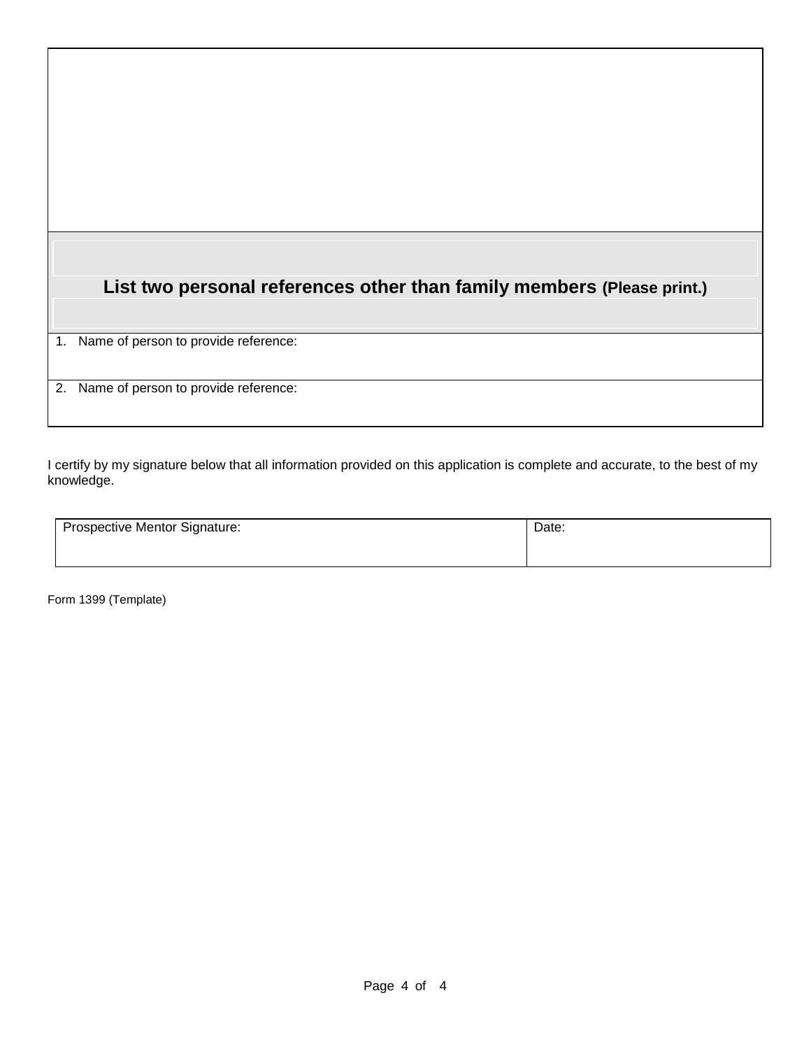## List two personal references other than family members **(Please print.)**

| |
|---|
| 1. Name of person to provide reference: |
| 2. Name of person to provide reference: |

I certify by my signature below that all information provided on this application is complete and accurate, to the best of my knowledge.

| Prospective Mentor Signature: | Date: |
|---|---|
| | |

Form 1399 (Template)